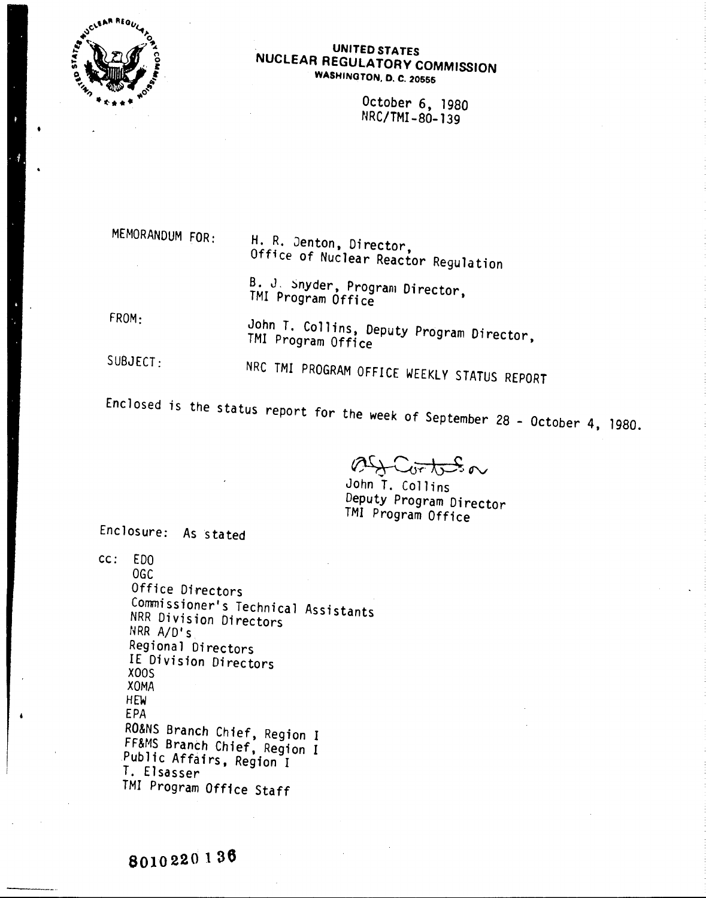**UNITED STATES**
**NUCLEAR REGULATORY COMMISSION**
**WASHINGTON, D. C. 20555**

October 6, 1980
NRC/TMI-80-139

MEMORANDUM FOR: H. R. Denton, Director, Office of Nuclear Reactor Regulation

B. J. Snyder, Program Director, TMI Program Office

FROM: John T. Collins, Deputy Program Director, TMI Program Office

SUBJECT: NRC TMI PROGRAM OFFICE WEEKLY STATUS REPORT

Enclosed is the status report for the week of September 28 - October 4, 1980.

John T. Collins
Deputy Program Director
TMI Program Office

Enclosure: As stated

cc: EDO
OGC
Office Directors
Commissioner's Technical Assistants
NRR Division Directors
NRR A/D's
Regional Directors
IE Division Directors
XOOS
XOMA
HEW
EPA
RO&NS Branch Chief, Region I
FF&MS Branch Chief, Region I
Public Affairs, Region I
T. Elsasser
TMI Program Office Staff

8010220136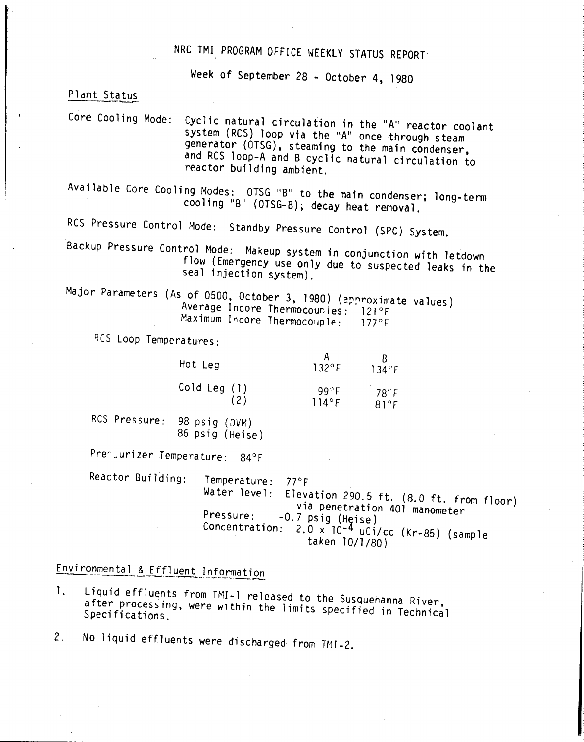# NRC TMI PROGRAM OFFICE WEEKLY STATUS REPORT

Week of September 28 - October 4, 1980

## Plant Status

Core Cooling Mode: Cyclic natural circulation in the "A" reactor coolant system (RCS) loop via the "A" once through steam generator (OTSG), steaming to the main condenser, and RCS loop-A and B cyclic natural circulation to reactor building ambient.

Available Core Cooling Modes: OTSG "B" to the main condenser; long-term cooling "B" (OTSG-B); decay heat removal.

RCS Pressure Control Mode: Standby Pressure Control (SPC) System.

Backup Pressure Control Mode: Makeup system in conjunction with letdown flow (Emergency use only due to suspected leaks in the seal injection system).

Major Parameters (As of 0500, October 3, 1980) (approximate values)
Average Incore Thermocouples: 121°F
Maximum Incore Thermocouple: 177°F

RCS Loop Temperatures:

| | A | B |
|---|---|---|
| Hot Leg | 132°F | 134°F |
| Cold Leg (1) | 99°F | 78°F |
| (2) | 114°F | 81°F |

RCS Pressure: 98 psig (DVM)
86 psig (Heise)

Pressurizer Temperature: 84°F

Reactor Building:
Temperature: 77°F
Water level: Elevation 290.5 ft. (8.0 ft. from floor) via penetration 401 manometer
Pressure: -0.7 psig (Heise)
Concentration: $2.0 \times 10^{-4}$ uCi/cc (Kr-85) (sample taken 10/1/80)

## Environmental & Effluent Information

1. Liquid effluents from TMI-1 released to the Susquehanna River, after processing, were within the limits specified in Technical Specifications.

2. No liquid effluents were discharged from TMI-2.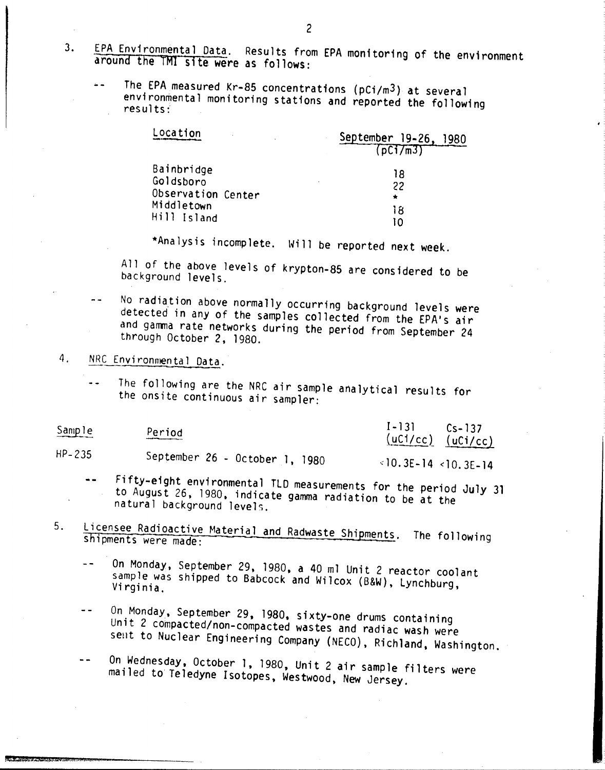3. EPA Environmental Data. Results from EPA monitoring of the environment around the TMI site were as follows:

   -- The EPA measured Kr-85 concentrations ($pCi/m^3$) at several environmental monitoring stations and reported the following results:

| Location | September 19-26, 1980 ($pCi/m^3$) |
|---|---|
| Bainbridge | 18 |
| Goldsboro | 22 |
| Observation Center | * |
| Middletown | 18 |
| Hill Island | 10 |

*Analysis incomplete. Will be reported next week.

All of the above levels of krypton-85 are considered to be background levels.

   -- No radiation above normally occurring background levels were detected in any of the samples collected from the EPA's air and gamma rate networks during the period from September 24 through October 2, 1980.

4. NRC Environmental Data.

   -- The following are the NRC air sample analytical results for the onsite continuous air sampler:

| Sample | Period | I-131 (uCi/cc) | Cs-137 (uCi/cc) |
|---|---|---|---|
| HP-235 | September 26 - October 1, 1980 | <10.3E-14 | <10.3E-14 |

   -- Fifty-eight environmental TLD measurements for the period July 31 to August 26, 1980, indicate gamma radiation to be at the natural background levels.

5. Licensee Radioactive Material and Radwaste Shipments. The following shipments were made:

   -- On Monday, September 29, 1980, a 40 ml Unit 2 reactor coolant sample was shipped to Babcock and Wilcox (B&W), Lynchburg, Virginia.

   -- On Monday, September 29, 1980, sixty-one drums containing Unit 2 compacted/non-compacted wastes and radiac wash were sent to Nuclear Engineering Company (NECO), Richland, Washington.

   -- On Wednesday, October 1, 1980, Unit 2 air sample filters were mailed to Teledyne Isotopes, Westwood, New Jersey.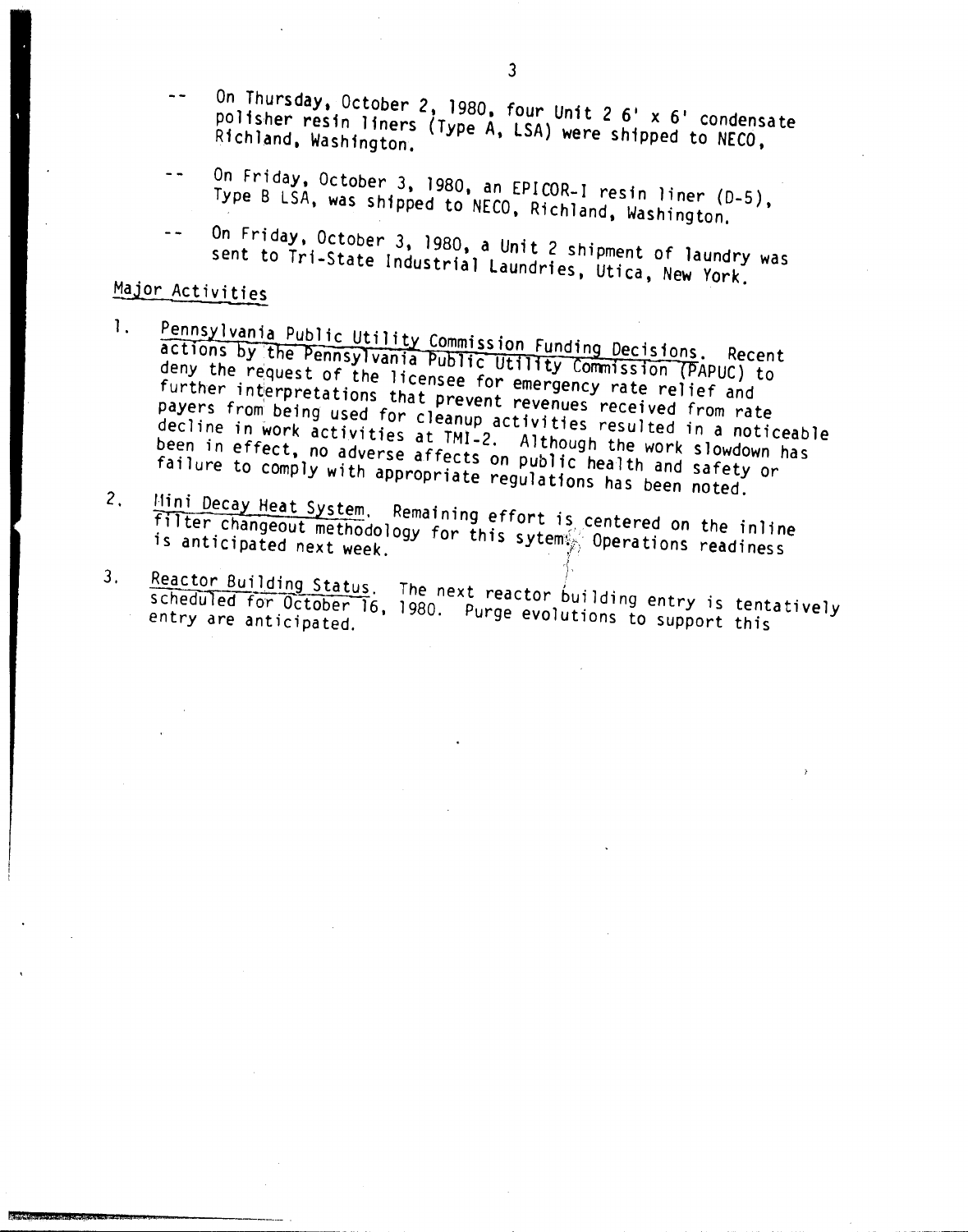-- On Thursday, October 2, 1980, four Unit 2 6' x 6' condensate polisher resin liners (Type A, LSA) were shipped to NECO, Richland, Washington.

-- On Friday, October 3, 1980, an EPICOR-I resin liner (D-5), Type B LSA, was shipped to NECO, Richland, Washington.

-- On Friday, October 3, 1980, a Unit 2 shipment of laundry was sent to Tri-State Industrial Laundries, Utica, New York.

Major Activities

1. Pennsylvania Public Utility Commission Funding Decisions. Recent actions by the Pennsylvania Public Utility Commission (PAPUC) to deny the request of the licensee for emergency rate relief and further interpretations that prevent revenues received from rate payers from being used for cleanup activities resulted in a noticeable decline in work activities at TMI-2. Although the work slowdown has been in effect, no adverse affects on public health and safety or failure to comply with appropriate regulations has been noted.

2. Mini Decay Heat System. Remaining effort is centered on the inline filter changeout methodology for this sytem. Operations readiness is anticipated next week.

3. Reactor Building Status. The next reactor building entry is tentatively scheduled for October 16, 1980. Purge evolutions to support this entry are anticipated.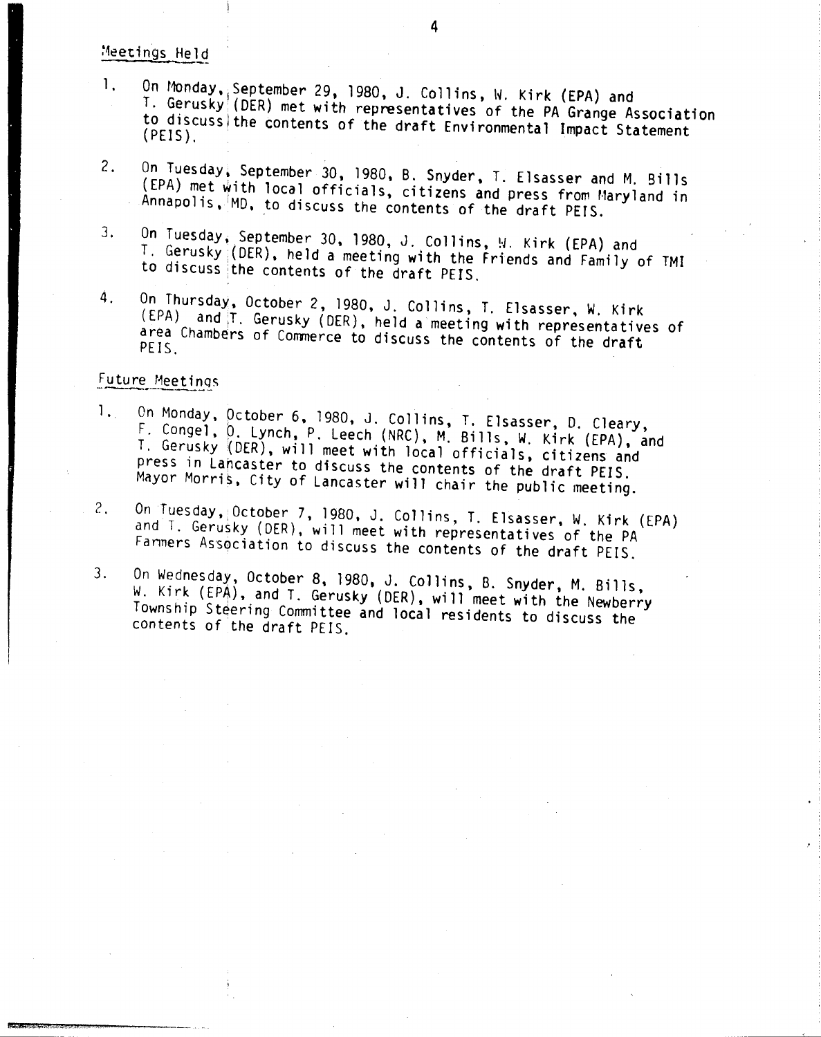## Meetings Held

1. On Monday, September 29, 1980, J. Collins, W. Kirk (EPA) and T. Gerusky (DER) met with representatives of the PA Grange Association to discuss the contents of the draft Environmental Impact Statement (PEIS).

2. On Tuesday, September 30, 1980, B. Snyder, T. Elsasser and M. Bills (EPA) met with local officials, citizens and press from Maryland in Annapolis, MD, to discuss the contents of the draft PEIS.

3. On Tuesday, September 30, 1980, J. Collins, W. Kirk (EPA) and T. Gerusky (DER), held a meeting with the Friends and Family of TMI to discuss the contents of the draft PEIS.

4. On Thursday, October 2, 1980, J. Collins, T. Elsasser, W. Kirk (EPA) and T. Gerusky (DER), held a meeting with representatives of area Chambers of Commerce to discuss the contents of the draft PEIS.

## Future Meetings

1. On Monday, October 6, 1980, J. Collins, T. Elsasser, D. Cleary, F. Congel, O. Lynch, P. Leech (NRC), M. Bills, W. Kirk (EPA), and T. Gerusky (DER), will meet with local officials, citizens and press in Lancaster to discuss the contents of the draft PEIS. Mayor Morris, City of Lancaster will chair the public meeting.

2. On Tuesday, October 7, 1980, J. Collins, T. Elsasser, W. Kirk (EPA) and T. Gerusky (DER), will meet with representatives of the PA Farmers Association to discuss the contents of the draft PEIS.

3. On Wednesday, October 8, 1980, J. Collins, B. Snyder, M. Bills, W. Kirk (EPA), and T. Gerusky (DER), will meet with the Newberry Township Steering Committee and local residents to discuss the contents of the draft PEIS.